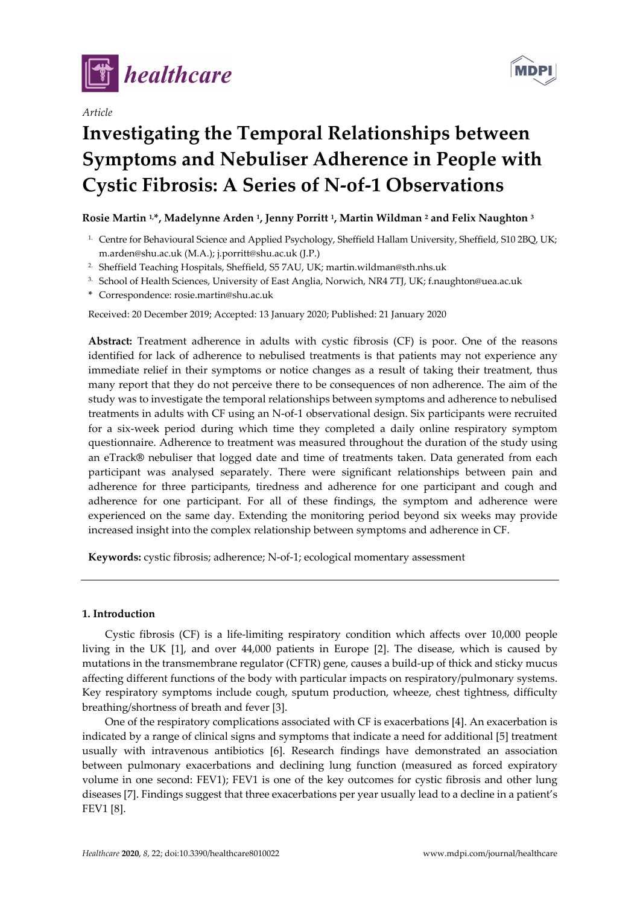*Article*

# Investigating the Temporal Relationships between Symptoms and Nebuliser Adherence in People with Cystic Fibrosis: A Series of N-of-1 Observations

**Rosie Martin [1,*], Madelynne Arden [1], Jenny Porritt [1], Martin Wildman [2] and Felix Naughton [3]**

1. Centre for Behavioural Science and Applied Psychology, Sheffield Hallam University, Sheffield, S10 2BQ, UK; m.arden@shu.ac.uk (M.A.); j.porritt@shu.ac.uk (J.P.)
2. Sheffield Teaching Hospitals, Sheffield, S5 7AU, UK; martin.wildman@sth.nhs.uk
3. School of Health Sciences, University of East Anglia, Norwich, NR4 7TJ, UK; f.naughton@uea.ac.uk

\* Correspondence: rosie.martin@shu.ac.uk

Received: 20 December 2019; Accepted: 13 January 2020; Published: 21 January 2020

**Abstract:** Treatment adherence in adults with cystic fibrosis (CF) is poor. One of the reasons identified for lack of adherence to nebulised treatments is that patients may not experience any immediate relief in their symptoms or notice changes as a result of taking their treatment, thus many report that they do not perceive there to be consequences of non adherence. The aim of the study was to investigate the temporal relationships between symptoms and adherence to nebulised treatments in adults with CF using an N-of-1 observational design. Six participants were recruited for a six-week period during which time they completed a daily online respiratory symptom questionnaire. Adherence to treatment was measured throughout the duration of the study using an eTrack® nebuliser that logged date and time of treatments taken. Data generated from each participant was analysed separately. There were significant relationships between pain and adherence for three participants, tiredness and adherence for one participant and cough and adherence for one participant. For all of these findings, the symptom and adherence were experienced on the same day. Extending the monitoring period beyond six weeks may provide increased insight into the complex relationship between symptoms and adherence in CF.

**Keywords:** cystic fibrosis; adherence; N-of-1; ecological momentary assessment

## 1. Introduction

Cystic fibrosis (CF) is a life-limiting respiratory condition which affects over 10,000 people living in the UK [1], and over 44,000 patients in Europe [2]. The disease, which is caused by mutations in the transmembrane regulator (CFTR) gene, causes a build-up of thick and sticky mucus affecting different functions of the body with particular impacts on respiratory/pulmonary systems. Key respiratory symptoms include cough, sputum production, wheeze, chest tightness, difficulty breathing/shortness of breath and fever [3].

One of the respiratory complications associated with CF is exacerbations [4]. An exacerbation is indicated by a range of clinical signs and symptoms that indicate a need for additional [5] treatment usually with intravenous antibiotics [6]. Research findings have demonstrated an association between pulmonary exacerbations and declining lung function (measured as forced expiratory volume in one second: FEV1); FEV1 is one of the key outcomes for cystic fibrosis and other lung diseases [7]. Findings suggest that three exacerbations per year usually lead to a decline in a patient's FEV1 [8].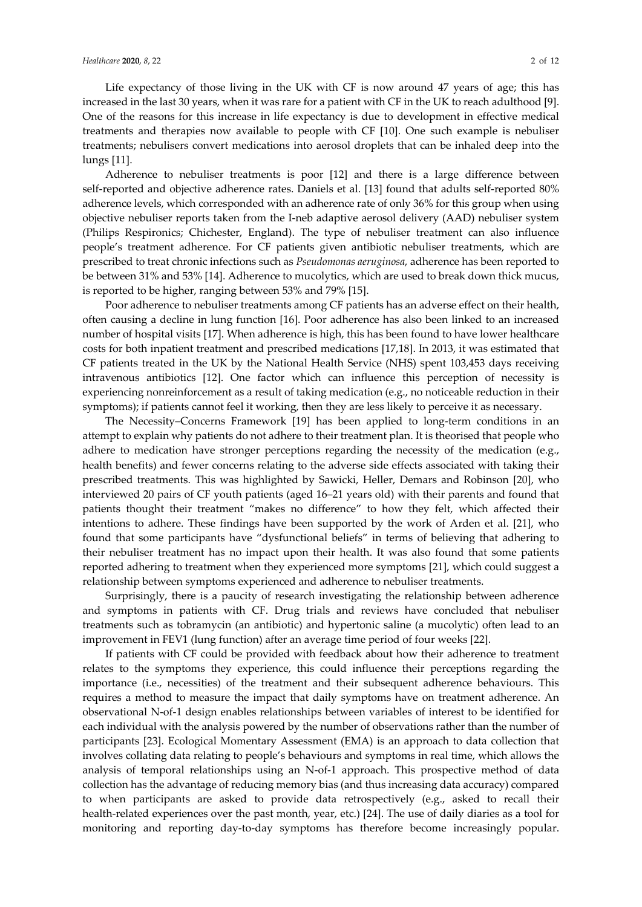Life expectancy of those living in the UK with CF is now around 47 years of age; this has increased in the last 30 years, when it was rare for a patient with CF in the UK to reach adulthood [9]. One of the reasons for this increase in life expectancy is due to development in effective medical treatments and therapies now available to people with CF [10]. One such example is nebuliser treatments; nebulisers convert medications into aerosol droplets that can be inhaled deep into the lungs [11].

Adherence to nebuliser treatments is poor [12] and there is a large difference between self-reported and objective adherence rates. Daniels et al. [13] found that adults self-reported 80% adherence levels, which corresponded with an adherence rate of only 36% for this group when using objective nebuliser reports taken from the I-neb adaptive aerosol delivery (AAD) nebuliser system (Philips Respironics; Chichester, England). The type of nebuliser treatment can also influence people's treatment adherence. For CF patients given antibiotic nebuliser treatments, which are prescribed to treat chronic infections such as *Pseudomonas aeruginosa*, adherence has been reported to be between 31% and 53% [14]. Adherence to mucolytics, which are used to break down thick mucus, is reported to be higher, ranging between 53% and 79% [15].

Poor adherence to nebuliser treatments among CF patients has an adverse effect on their health, often causing a decline in lung function [16]. Poor adherence has also been linked to an increased number of hospital visits [17]. When adherence is high, this has been found to have lower healthcare costs for both inpatient treatment and prescribed medications [17,18]. In 2013, it was estimated that CF patients treated in the UK by the National Health Service (NHS) spent 103,453 days receiving intravenous antibiotics [12]. One factor which can influence this perception of necessity is experiencing nonreinforcement as a result of taking medication (e.g., no noticeable reduction in their symptoms); if patients cannot feel it working, then they are less likely to perceive it as necessary.

The Necessity–Concerns Framework [19] has been applied to long-term conditions in an attempt to explain why patients do not adhere to their treatment plan. It is theorised that people who adhere to medication have stronger perceptions regarding the necessity of the medication (e.g., health benefits) and fewer concerns relating to the adverse side effects associated with taking their prescribed treatments. This was highlighted by Sawicki, Heller, Demars and Robinson [20], who interviewed 20 pairs of CF youth patients (aged 16–21 years old) with their parents and found that patients thought their treatment "makes no difference" to how they felt, which affected their intentions to adhere. These findings have been supported by the work of Arden et al. [21], who found that some participants have "dysfunctional beliefs" in terms of believing that adhering to their nebuliser treatment has no impact upon their health. It was also found that some patients reported adhering to treatment when they experienced more symptoms [21], which could suggest a relationship between symptoms experienced and adherence to nebuliser treatments.

Surprisingly, there is a paucity of research investigating the relationship between adherence and symptoms in patients with CF. Drug trials and reviews have concluded that nebuliser treatments such as tobramycin (an antibiotic) and hypertonic saline (a mucolytic) often lead to an improvement in FEV1 (lung function) after an average time period of four weeks [22].

If patients with CF could be provided with feedback about how their adherence to treatment relates to the symptoms they experience, this could influence their perceptions regarding the importance (i.e., necessities) of the treatment and their subsequent adherence behaviours. This requires a method to measure the impact that daily symptoms have on treatment adherence. An observational N-of-1 design enables relationships between variables of interest to be identified for each individual with the analysis powered by the number of observations rather than the number of participants [23]. Ecological Momentary Assessment (EMA) is an approach to data collection that involves collating data relating to people's behaviours and symptoms in real time, which allows the analysis of temporal relationships using an N-of-1 approach. This prospective method of data collection has the advantage of reducing memory bias (and thus increasing data accuracy) compared to when participants are asked to provide data retrospectively (e.g., asked to recall their health-related experiences over the past month, year, etc.) [24]. The use of daily diaries as a tool for monitoring and reporting day-to-day symptoms has therefore become increasingly popular.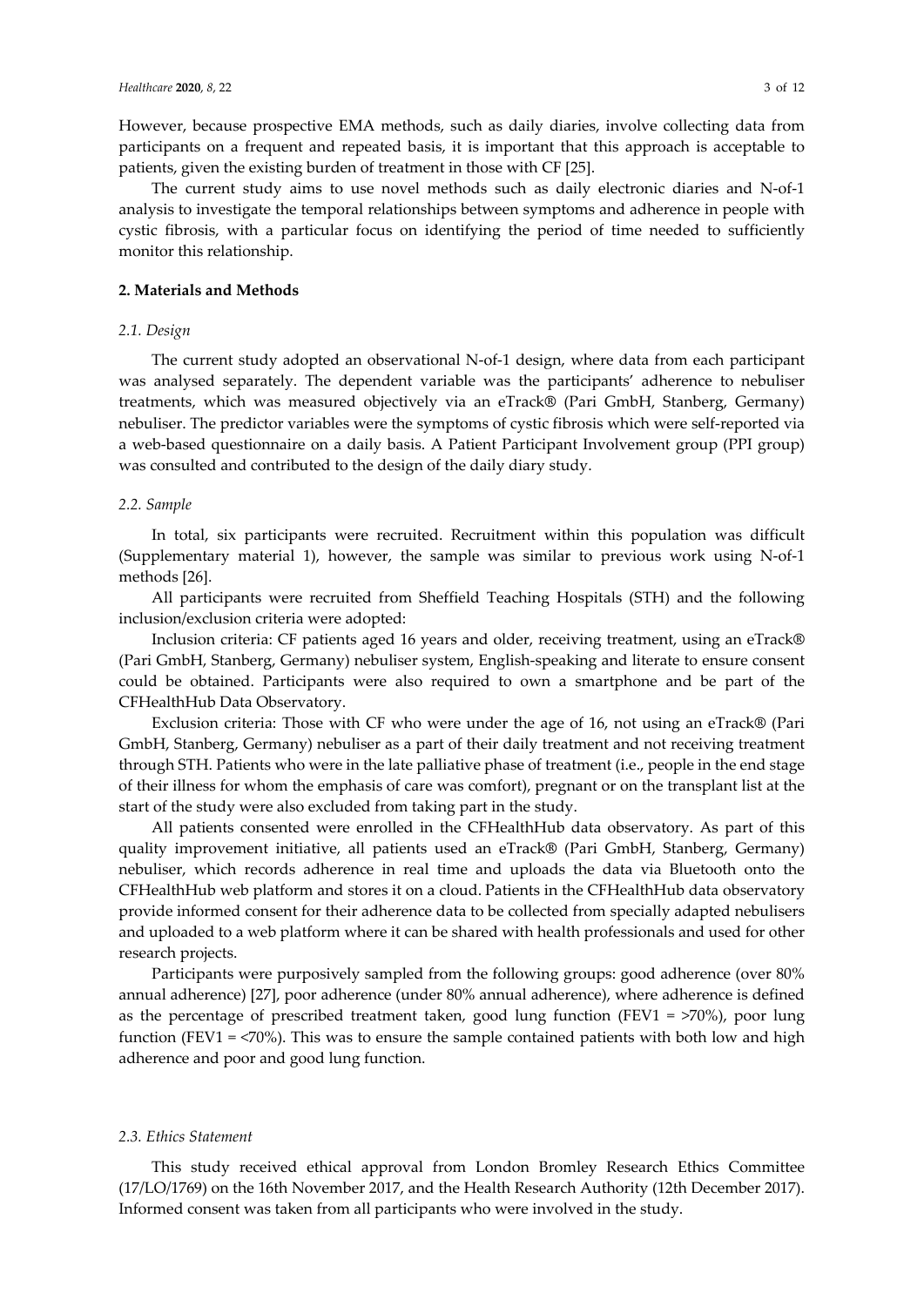However, because prospective EMA methods, such as daily diaries, involve collecting data from participants on a frequent and repeated basis, it is important that this approach is acceptable to patients, given the existing burden of treatment in those with CF [25].

The current study aims to use novel methods such as daily electronic diaries and N-of-1 analysis to investigate the temporal relationships between symptoms and adherence in people with cystic fibrosis, with a particular focus on identifying the period of time needed to sufficiently monitor this relationship.

## 2. Materials and Methods

### 2.1. Design

The current study adopted an observational N-of-1 design, where data from each participant was analysed separately. The dependent variable was the participants' adherence to nebuliser treatments, which was measured objectively via an eTrack® (Pari GmbH, Stanberg, Germany) nebuliser. The predictor variables were the symptoms of cystic fibrosis which were self-reported via a web-based questionnaire on a daily basis. A Patient Participant Involvement group (PPI group) was consulted and contributed to the design of the daily diary study.

### 2.2. Sample

In total, six participants were recruited. Recruitment within this population was difficult (Supplementary material 1), however, the sample was similar to previous work using N-of-1 methods [26].

All participants were recruited from Sheffield Teaching Hospitals (STH) and the following inclusion/exclusion criteria were adopted:

Inclusion criteria: CF patients aged 16 years and older, receiving treatment, using an eTrack® (Pari GmbH, Stanberg, Germany) nebuliser system, English-speaking and literate to ensure consent could be obtained. Participants were also required to own a smartphone and be part of the CFHealthHub Data Observatory.

Exclusion criteria: Those with CF who were under the age of 16, not using an eTrack® (Pari GmbH, Stanberg, Germany) nebuliser as a part of their daily treatment and not receiving treatment through STH. Patients who were in the late palliative phase of treatment (i.e., people in the end stage of their illness for whom the emphasis of care was comfort), pregnant or on the transplant list at the start of the study were also excluded from taking part in the study.

All patients consented were enrolled in the CFHealthHub data observatory. As part of this quality improvement initiative, all patients used an eTrack® (Pari GmbH, Stanberg, Germany) nebuliser, which records adherence in real time and uploads the data via Bluetooth onto the CFHealthHub web platform and stores it on a cloud. Patients in the CFHealthHub data observatory provide informed consent for their adherence data to be collected from specially adapted nebulisers and uploaded to a web platform where it can be shared with health professionals and used for other research projects.

Participants were purposively sampled from the following groups: good adherence (over 80% annual adherence) [27], poor adherence (under 80% annual adherence), where adherence is defined as the percentage of prescribed treatment taken, good lung function (FEV1 = >70%), poor lung function (FEV1 = <70%). This was to ensure the sample contained patients with both low and high adherence and poor and good lung function.

### 2.3. Ethics Statement

This study received ethical approval from London Bromley Research Ethics Committee (17/LO/1769) on the 16th November 2017, and the Health Research Authority (12th December 2017). Informed consent was taken from all participants who were involved in the study.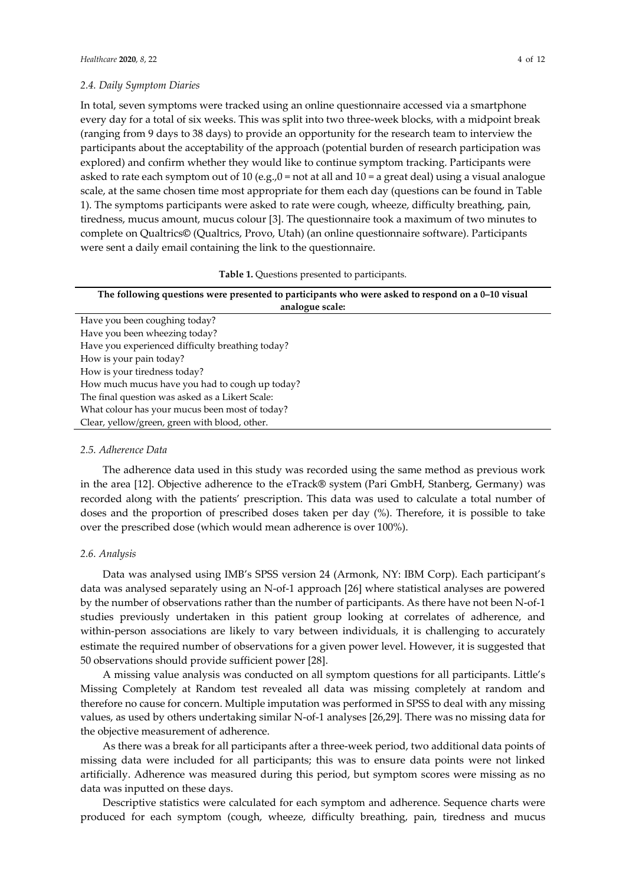### 2.4. Daily Symptom Diaries

In total, seven symptoms were tracked using an online questionnaire accessed via a smartphone every day for a total of six weeks. This was split into two three-week blocks, with a midpoint break (ranging from 9 days to 38 days) to provide an opportunity for the research team to interview the participants about the acceptability of the approach (potential burden of research participation was explored) and confirm whether they would like to continue symptom tracking. Participants were asked to rate each symptom out of 10 (e.g.,0 = not at all and 10 = a great deal) using a visual analogue scale, at the same chosen time most appropriate for them each day (questions can be found in Table 1). The symptoms participants were asked to rate were cough, wheeze, difficulty breathing, pain, tiredness, mucus amount, mucus colour [3]. The questionnaire took a maximum of two minutes to complete on Qualtrics© (Qualtrics, Provo, Utah) (an online questionnaire software). Participants were sent a daily email containing the link to the questionnaire.

**Table 1.** Questions presented to participants.

| **The following questions were presented to participants who were asked to respond on a 0–10 visual analogue scale:** |
| --- |
| Have you been coughing today? |
| Have you been wheezing today? |
| Have you experienced difficulty breathing today? |
| How is your pain today? |
| How is your tiredness today? |
| How much mucus have you had to cough up today? |
| The final question was asked as a Likert Scale: |
| What colour has your mucus been most of today? |
| Clear, yellow/green, green with blood, other. |

### 2.5. Adherence Data

The adherence data used in this study was recorded using the same method as previous work in the area [12]. Objective adherence to the eTrack® system (Pari GmbH, Stanberg, Germany) was recorded along with the patients' prescription. This data was used to calculate a total number of doses and the proportion of prescribed doses taken per day (%). Therefore, it is possible to take over the prescribed dose (which would mean adherence is over 100%).

### 2.6. Analysis

Data was analysed using IMB's SPSS version 24 (Armonk, NY: IBM Corp). Each participant's data was analysed separately using an N-of-1 approach [26] where statistical analyses are powered by the number of observations rather than the number of participants. As there have not been N-of-1 studies previously undertaken in this patient group looking at correlates of adherence, and within-person associations are likely to vary between individuals, it is challenging to accurately estimate the required number of observations for a given power level. However, it is suggested that 50 observations should provide sufficient power [28].

A missing value analysis was conducted on all symptom questions for all participants. Little's Missing Completely at Random test revealed all data was missing completely at random and therefore no cause for concern. Multiple imputation was performed in SPSS to deal with any missing values, as used by others undertaking similar N-of-1 analyses [26,29]. There was no missing data for the objective measurement of adherence.

As there was a break for all participants after a three-week period, two additional data points of missing data were included for all participants; this was to ensure data points were not linked artificially. Adherence was measured during this period, but symptom scores were missing as no data was inputted on these days.

Descriptive statistics were calculated for each symptom and adherence. Sequence charts were produced for each symptom (cough, wheeze, difficulty breathing, pain, tiredness and mucus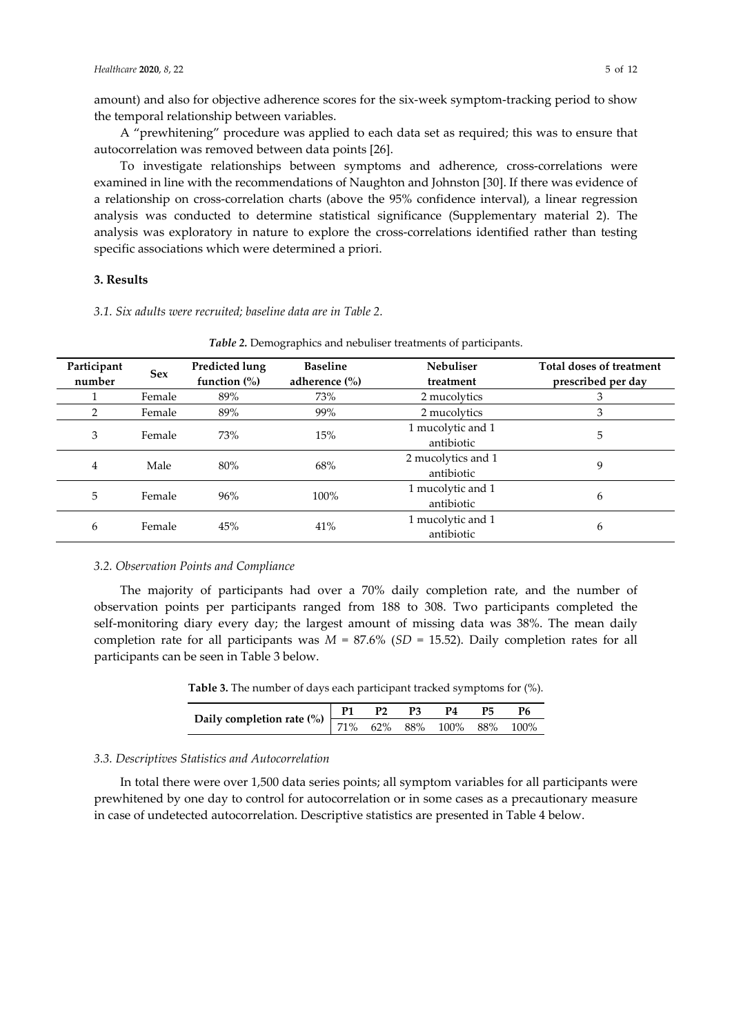amount) and also for objective adherence scores for the six-week symptom-tracking period to show the temporal relationship between variables.

A "prewhitening" procedure was applied to each data set as required; this was to ensure that autocorrelation was removed between data points [26].

To investigate relationships between symptoms and adherence, cross-correlations were examined in line with the recommendations of Naughton and Johnston [30]. If there was evidence of a relationship on cross-correlation charts (above the 95% confidence interval), a linear regression analysis was conducted to determine statistical significance (Supplementary material 2). The analysis was exploratory in nature to explore the cross-correlations identified rather than testing specific associations which were determined a priori.

## 3. Results

*3.1. Six adults were recruited; baseline data are in Table 2.*

***Table 2.*** Demographics and nebuliser treatments of participants.

| Participant number | Sex | Predicted lung function (%) | Baseline adherence (%) | Nebuliser treatment | Total doses of treatment prescribed per day |
|---|---|---|---|---|---|
| 1 | Female | 89% | 73% | 2 mucolytics | 3 |
| 2 | Female | 89% | 99% | 2 mucolytics | 3 |
| 3 | Female | 73% | 15% | 1 mucolytic and 1 antibiotic | 5 |
| 4 | Male | 80% | 68% | 2 mucolytics and 1 antibiotic | 9 |
| 5 | Female | 96% | 100% | 1 mucolytic and 1 antibiotic | 6 |
| 6 | Female | 45% | 41% | 1 mucolytic and 1 antibiotic | 6 |

### *3.2. Observation Points and Compliance*

The majority of participants had over a 70% daily completion rate, and the number of observation points per participants ranged from 188 to 308. Two participants completed the self-monitoring diary every day; the largest amount of missing data was 38%. The mean daily completion rate for all participants was $M$ = 87.6% ($SD$ = 15.52). Daily completion rates for all participants can be seen in Table 3 below.

**Table 3.** The number of days each participant tracked symptoms for (%).

| | P1 | P2 | P3 | P4 | P5 | P6 |
|---|---|---|---|---|---|---|
| **Daily completion rate (%)** | 71% | 62% | 88% | 100% | 88% | 100% |

### *3.3. Descriptives Statistics and Autocorrelation*

In total there were over 1,500 data series points; all symptom variables for all participants were prewhitened by one day to control for autocorrelation or in some cases as a precautionary measure in case of undetected autocorrelation. Descriptive statistics are presented in Table 4 below.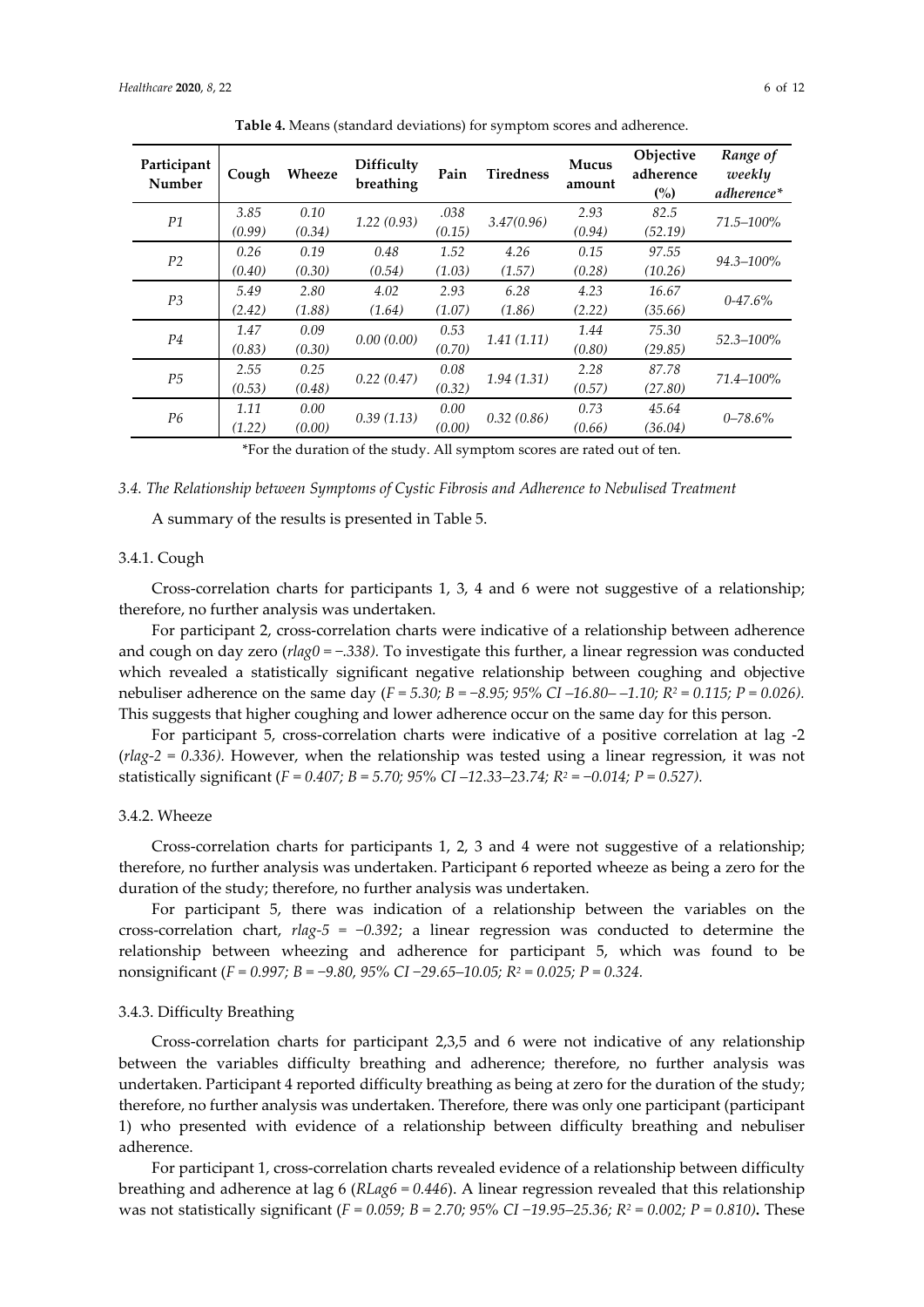**Table 4.** Means (standard deviations) for symptom scores and adherence.

| Participant Number | Cough | Wheeze | Difficulty breathing | Pain | Tiredness | Mucus amount | Objective adherence (%) | *Range of weekly adherence\** |
|---|---|---|---|---|---|---|---|---|
| *P1* | *3.85 (0.99)* | *0.10 (0.34)* | *1.22 (0.93)* | *.038 (0.15)* | *3.47(0.96)* | *2.93 (0.94)* | *82.5 (52.19)* | *71.5–100%* |
| *P2* | *0.26 (0.40)* | *0.19 (0.30)* | *0.48 (0.54)* | *1.52 (1.03)* | *4.26 (1.57)* | *0.15 (0.28)* | *97.55 (10.26)* | *94.3–100%* |
| *P3* | *5.49 (2.42)* | *2.80 (1.88)* | *4.02 (1.64)* | *2.93 (1.07)* | *6.28 (1.86)* | *4.23 (2.22)* | *16.67 (35.66)* | *0-47.6%* |
| *P4* | *1.47 (0.83)* | *0.09 (0.30)* | *0.00 (0.00)* | *0.53 (0.70)* | *1.41 (1.11)* | *1.44 (0.80)* | *75.30 (29.85)* | *52.3–100%* |
| *P5* | *2.55 (0.53)* | *0.25 (0.48)* | *0.22 (0.47)* | *0.08 (0.32)* | *1.94 (1.31)* | *2.28 (0.57)* | *87.78 (27.80)* | *71.4–100%* |
| *P6* | *1.11 (1.22)* | *0.00 (0.00)* | *0.39 (1.13)* | *0.00 (0.00)* | *0.32 (0.86)* | *0.73 (0.66)* | *45.64 (36.04)* | *0–78.6%* |

\*For the duration of the study. All symptom scores are rated out of ten.

### *3.4. The Relationship between Symptoms of Cystic Fibrosis and Adherence to Nebulised Treatment*

A summary of the results is presented in Table 5.

#### 3.4.1. Cough

Cross-correlation charts for participants 1, 3, 4 and 6 were not suggestive of a relationship; therefore, no further analysis was undertaken.

For participant 2, cross-correlation charts were indicative of a relationship between adherence and cough on day zero (*rlag0 = −.338)*. To investigate this further, a linear regression was conducted which revealed a statistically significant negative relationship between coughing and objective nebuliser adherence on the same day ($F = 5.30$; $B = -8.95$; 95% CI –16.80– –1.10; $R^2 = 0.115$; $P = 0.026$). This suggests that higher coughing and lower adherence occur on the same day for this person.

For participant 5, cross-correlation charts were indicative of a positive correlation at lag -2 (*rlag-2 = 0.336).* However, when the relationship was tested using a linear regression, it was not statistically significant ($F = 0.407$; $B = 5.70$; 95% CI –12.33–23.74; $R^2 = -0.014$; $P = 0.527$).

#### 3.4.2. Wheeze

Cross-correlation charts for participants 1, 2, 3 and 4 were not suggestive of a relationship; therefore, no further analysis was undertaken. Participant 6 reported wheeze as being a zero for the duration of the study; therefore, no further analysis was undertaken.

For participant 5, there was indication of a relationship between the variables on the cross-correlation chart, *rlag-5 = −0.392*; a linear regression was conducted to determine the relationship between wheezing and adherence for participant 5, which was found to be nonsignificant ($F = 0.997$; $B = -9.80$, 95% CI −29.65–10.05; $R^2 = 0.025$; $P = 0.324$.

#### 3.4.3. Difficulty Breathing

Cross-correlation charts for participant 2,3,5 and 6 were not indicative of any relationship between the variables difficulty breathing and adherence; therefore, no further analysis was undertaken. Participant 4 reported difficulty breathing as being at zero for the duration of the study; therefore, no further analysis was undertaken. Therefore, there was only one participant (participant 1) who presented with evidence of a relationship between difficulty breathing and nebuliser adherence.

For participant 1, cross-correlation charts revealed evidence of a relationship between difficulty breathing and adherence at lag 6 (*RLag6 = 0.446*). A linear regression revealed that this relationship was not statistically significant ($F = 0.059$; $B = 2.70$; 95% CI −19.95–25.36; $R^2 = 0.002$; $P = 0.810$)**.** These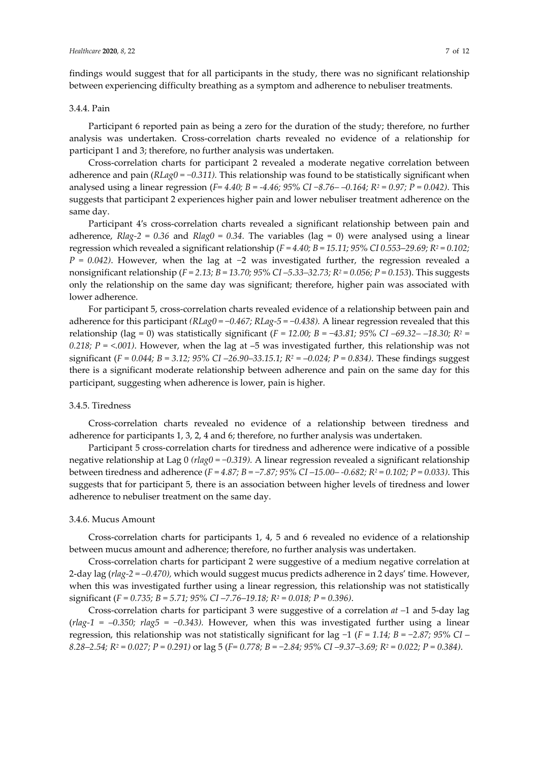findings would suggest that for all participants in the study, there was no significant relationship between experiencing difficulty breathing as a symptom and adherence to nebuliser treatments.

#### 3.4.4. Pain

Participant 6 reported pain as being a zero for the duration of the study; therefore, no further analysis was undertaken. Cross-correlation charts revealed no evidence of a relationship for participant 1 and 3; therefore, no further analysis was undertaken.

Cross-correlation charts for participant 2 revealed a moderate negative correlation between adherence and pain (*RLag0 = −0.311)*. This relationship was found to be statistically significant when analysed using a linear regression (*F= 4.40; B = -4.46; 95% CI −8.76– –0.164;* $R^2$ *= 0.97; P = 0.042)*. This suggests that participant 2 experiences higher pain and lower nebuliser treatment adherence on the same day.

Participant 4's cross-correlation charts revealed a significant relationship between pain and adherence, *Rlag-2 = 0.36* and *Rlag0 = 0.34*. The variables (lag = 0) were analysed using a linear regression which revealed a significant relationship (*F = 4.40; B = 15.11; 95% CI 0.553–29.69;* $R^2$ *= 0.102; P = 0.042)*. However, when the lag at −2 was investigated further, the regression revealed a nonsignificant relationship (*F = 2.13; B = 13.70; 95% CI –5.33–32.73;* $R^2$ *= 0.056; P = 0.153*). This suggests only the relationship on the same day was significant; therefore, higher pain was associated with lower adherence.

For participant 5, cross-correlation charts revealed evidence of a relationship between pain and adherence for this participant *(RLag0 = −0.467; RLag-5 = −0.438)*. A linear regression revealed that this relationship (lag = 0) was statistically significant (*F = 12.00; B = −43.81; 95% CI –69.32– –18.30;* $R^2$ *= 0.218; P = <.001)*. However, when the lag at –5 was investigated further, this relationship was not significant (*F = 0.044; B = 3.12; 95% CI –26.90–33.15.1;* $R^2$ *= –0.024; P = 0.834)*. These findings suggest there is a significant moderate relationship between adherence and pain on the same day for this participant, suggesting when adherence is lower, pain is higher.

#### 3.4.5. Tiredness

Cross-correlation charts revealed no evidence of a relationship between tiredness and adherence for participants 1, 3, 2, 4 and 6; therefore, no further analysis was undertaken.

Participant 5 cross-correlation charts for tiredness and adherence were indicative of a possible negative relationship at Lag 0 *(rlag0 = −0.319)*. A linear regression revealed a significant relationship between tiredness and adherence (*F = 4.87; B = −7.87; 95% CI –15.00– -0.682;* $R^2$ *= 0.102; P = 0.033)*. This suggests that for participant 5, there is an association between higher levels of tiredness and lower adherence to nebuliser treatment on the same day.

#### 3.4.6. Mucus Amount

Cross-correlation charts for participants 1, 4, 5 and 6 revealed no evidence of a relationship between mucus amount and adherence; therefore, no further analysis was undertaken.

Cross-correlation charts for participant 2 were suggestive of a medium negative correlation at 2-day lag (*rlag-2 = –0.470)*, which would suggest mucus predicts adherence in 2 days' time. However, when this was investigated further using a linear regression, this relationship was not statistically significant (*F = 0.735; B = 5.71; 95% CI –7.76–19.18;* $R^2$ *= 0.018; P = 0.396)*.

Cross-correlation charts for participant 3 were suggestive of a correlation *at* −1 and 5-day lag (*rlag-1 = –0.350; rlag5 = −0.343)*. However, when this was investigated further using a linear regression, this relationship was not statistically significant for lag −1 (*F = 1.14; B = −2.87; 95% CI – 8.28–2.54;* $R^2$ *= 0.027; P = 0.291)* or lag 5 (*F= 0.778; B = −2.84; 95% CI –9.37–3.69;* $R^2$ *= 0.022; P = 0.384)*.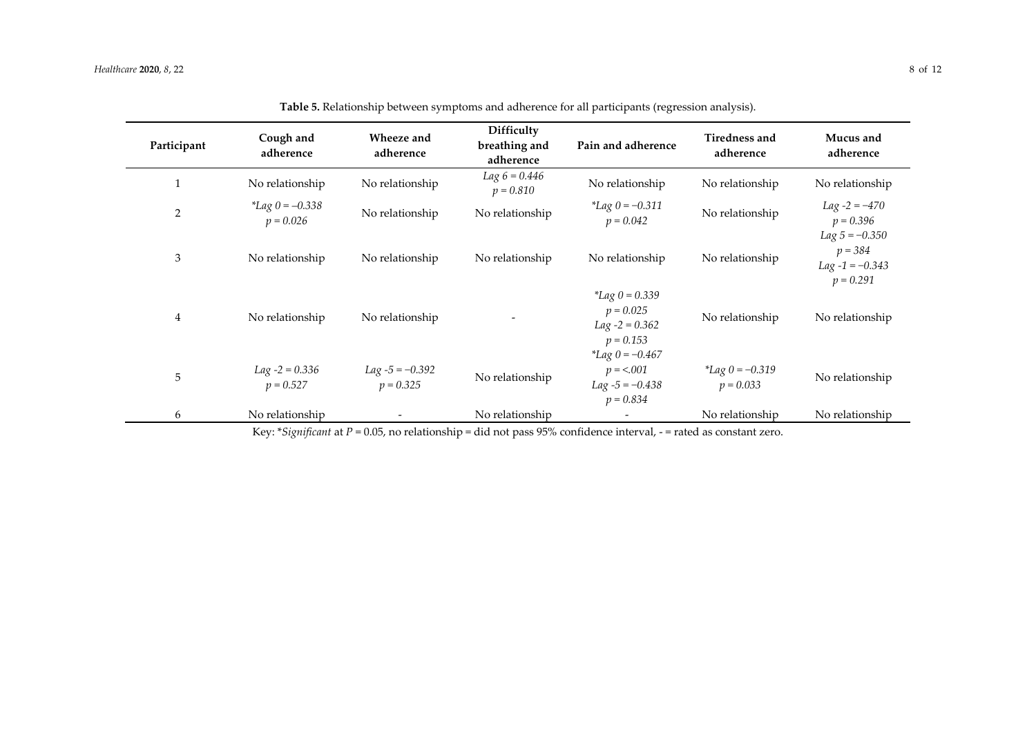**Table 5.** Relationship between symptoms and adherence for all participants (regression analysis).

| Participant | Cough and adherence | Wheeze and adherence | Difficulty breathing and adherence | Pain and adherence | Tiredness and adherence | Mucus and adherence |
|---|---|---|---|---|---|---|
| 1 | No relationship | No relationship | *Lag 6 = 0.446* *p = 0.810* | No relationship | No relationship | No relationship |
| 2 | **Lag 0 = –0.338* *p = 0.026* | No relationship | No relationship | **Lag 0 = −0.311* *p = 0.042* | No relationship | *Lag -2 = −470* *p = 0.396* |
| 3 | No relationship | No relationship | No relationship | No relationship | No relationship | *Lag 5 = −0.350* *p = 384* *Lag -1 = −0.343* *p = 0.291* |
| 4 | No relationship | No relationship | - | **Lag 0 = 0.339* *p = 0.025* *Lag -2 = 0.362* *p = 0.153* | No relationship | No relationship |
| 5 | *Lag -2 = 0.336* *p = 0.527* | *Lag -5 = −0.392* *p = 0.325* | No relationship | **Lag 0 = −0.467* *p = <.001* *Lag -5 = −0.438* *p = 0.834* | **Lag 0 = −0.319* *p = 0.033* | No relationship |
| 6 | No relationship | - | No relationship | - | No relationship | No relationship |

Key: \**Significant* at *P* = 0.05, no relationship = did not pass 95% confidence interval, - = rated as constant zero.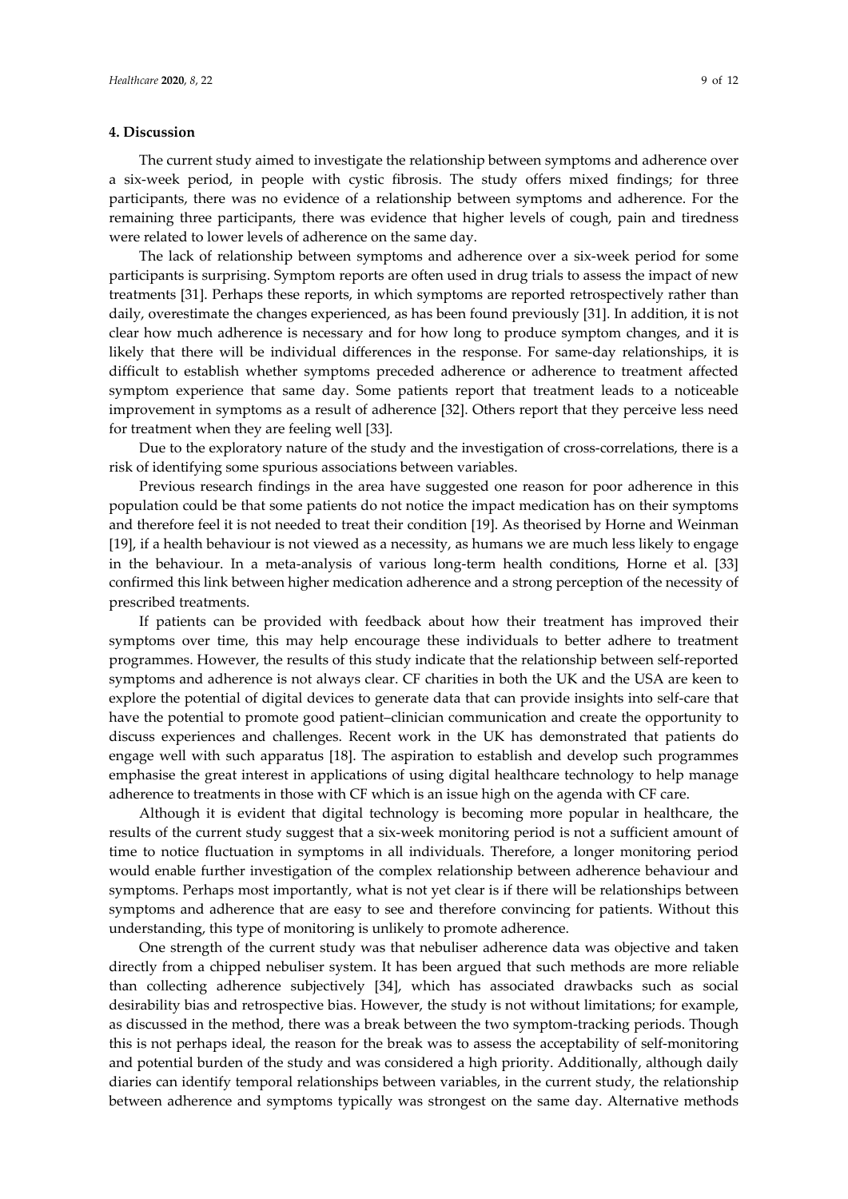## 4. Discussion

The current study aimed to investigate the relationship between symptoms and adherence over a six-week period, in people with cystic fibrosis. The study offers mixed findings; for three participants, there was no evidence of a relationship between symptoms and adherence. For the remaining three participants, there was evidence that higher levels of cough, pain and tiredness were related to lower levels of adherence on the same day.

The lack of relationship between symptoms and adherence over a six-week period for some participants is surprising. Symptom reports are often used in drug trials to assess the impact of new treatments [31]. Perhaps these reports, in which symptoms are reported retrospectively rather than daily, overestimate the changes experienced, as has been found previously [31]. In addition, it is not clear how much adherence is necessary and for how long to produce symptom changes, and it is likely that there will be individual differences in the response. For same-day relationships, it is difficult to establish whether symptoms preceded adherence or adherence to treatment affected symptom experience that same day. Some patients report that treatment leads to a noticeable improvement in symptoms as a result of adherence [32]. Others report that they perceive less need for treatment when they are feeling well [33].

Due to the exploratory nature of the study and the investigation of cross-correlations, there is a risk of identifying some spurious associations between variables.

Previous research findings in the area have suggested one reason for poor adherence in this population could be that some patients do not notice the impact medication has on their symptoms and therefore feel it is not needed to treat their condition [19]. As theorised by Horne and Weinman [19], if a health behaviour is not viewed as a necessity, as humans we are much less likely to engage in the behaviour. In a meta-analysis of various long-term health conditions, Horne et al. [33] confirmed this link between higher medication adherence and a strong perception of the necessity of prescribed treatments.

If patients can be provided with feedback about how their treatment has improved their symptoms over time, this may help encourage these individuals to better adhere to treatment programmes. However, the results of this study indicate that the relationship between self-reported symptoms and adherence is not always clear. CF charities in both the UK and the USA are keen to explore the potential of digital devices to generate data that can provide insights into self-care that have the potential to promote good patient–clinician communication and create the opportunity to discuss experiences and challenges. Recent work in the UK has demonstrated that patients do engage well with such apparatus [18]. The aspiration to establish and develop such programmes emphasise the great interest in applications of using digital healthcare technology to help manage adherence to treatments in those with CF which is an issue high on the agenda with CF care.

Although it is evident that digital technology is becoming more popular in healthcare, the results of the current study suggest that a six-week monitoring period is not a sufficient amount of time to notice fluctuation in symptoms in all individuals. Therefore, a longer monitoring period would enable further investigation of the complex relationship between adherence behaviour and symptoms. Perhaps most importantly, what is not yet clear is if there will be relationships between symptoms and adherence that are easy to see and therefore convincing for patients. Without this understanding, this type of monitoring is unlikely to promote adherence.

One strength of the current study was that nebuliser adherence data was objective and taken directly from a chipped nebuliser system. It has been argued that such methods are more reliable than collecting adherence subjectively [34], which has associated drawbacks such as social desirability bias and retrospective bias. However, the study is not without limitations; for example, as discussed in the method, there was a break between the two symptom-tracking periods. Though this is not perhaps ideal, the reason for the break was to assess the acceptability of self-monitoring and potential burden of the study and was considered a high priority. Additionally, although daily diaries can identify temporal relationships between variables, in the current study, the relationship between adherence and symptoms typically was strongest on the same day. Alternative methods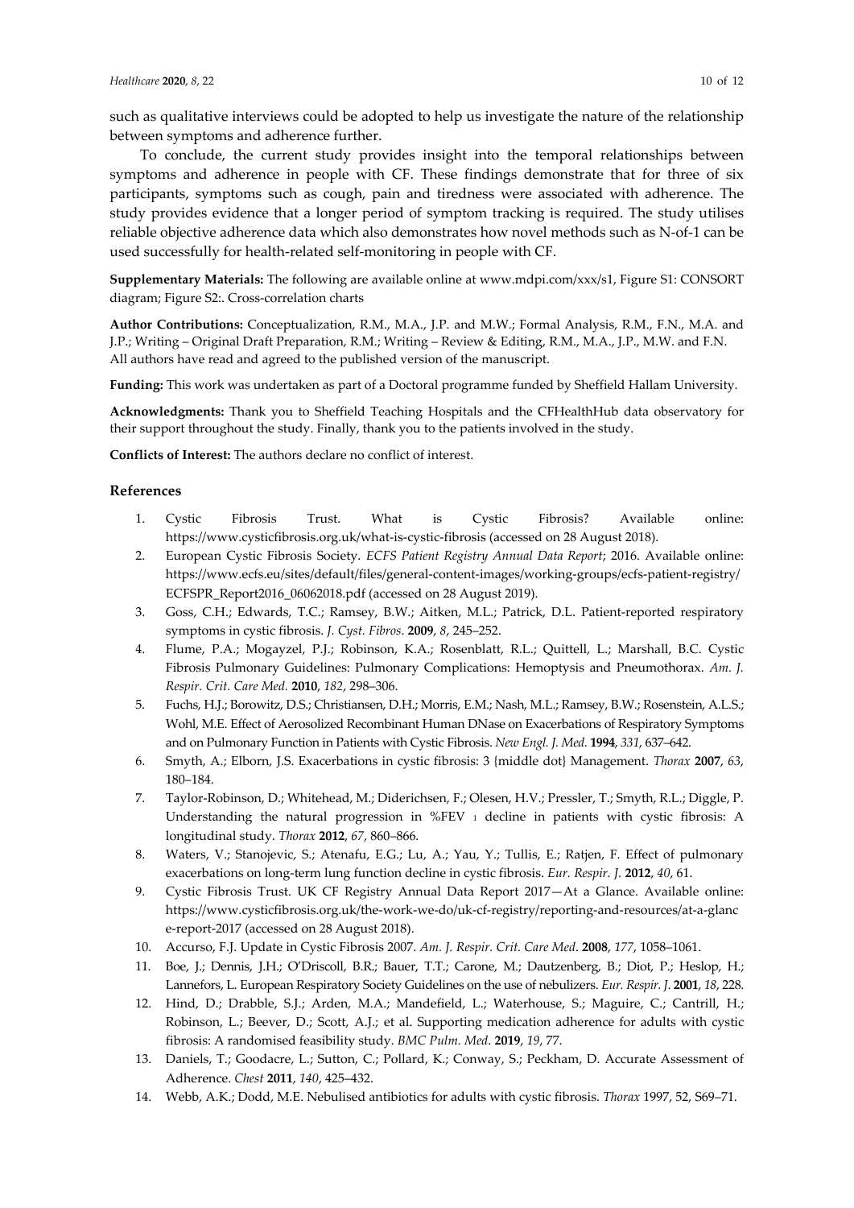such as qualitative interviews could be adopted to help us investigate the nature of the relationship between symptoms and adherence further.

To conclude, the current study provides insight into the temporal relationships between symptoms and adherence in people with CF. These findings demonstrate that for three of six participants, symptoms such as cough, pain and tiredness were associated with adherence. The study provides evidence that a longer period of symptom tracking is required. The study utilises reliable objective adherence data which also demonstrates how novel methods such as N-of-1 can be used successfully for health-related self-monitoring in people with CF.

**Supplementary Materials:** The following are available online at www.mdpi.com/xxx/s1, Figure S1: CONSORT diagram; Figure S2:. Cross-correlation charts

**Author Contributions:** Conceptualization, R.M., M.A., J.P. and M.W.; Formal Analysis, R.M., F.N., M.A. and J.P.; Writing – Original Draft Preparation, R.M.; Writing – Review & Editing, R.M., M.A., J.P., M.W. and F.N. All authors have read and agreed to the published version of the manuscript.

**Funding:** This work was undertaken as part of a Doctoral programme funded by Sheffield Hallam University.

**Acknowledgments:** Thank you to Sheffield Teaching Hospitals and the CFHealthHub data observatory for their support throughout the study. Finally, thank you to the patients involved in the study.

**Conflicts of Interest:** The authors declare no conflict of interest.

## References

1. Cystic Fibrosis Trust. What is Cystic Fibrosis? Available online: https://www.cysticfibrosis.org.uk/what-is-cystic-fibrosis (accessed on 28 August 2018).
2. European Cystic Fibrosis Society. *ECFS Patient Registry Annual Data Report*; 2016. Available online: https://www.ecfs.eu/sites/default/files/general-content-images/working-groups/ecfs-patient-registry/ECFSPR_Report2016_06062018.pdf (accessed on 28 August 2019).
3. Goss, C.H.; Edwards, T.C.; Ramsey, B.W.; Aitken, M.L.; Patrick, D.L. Patient-reported respiratory symptoms in cystic fibrosis. *J. Cyst. Fibros*. **2009**, *8*, 245–252.
4. Flume, P.A.; Mogayzel, P.J.; Robinson, K.A.; Rosenblatt, R.L.; Quittell, L.; Marshall, B.C. Cystic Fibrosis Pulmonary Guidelines: Pulmonary Complications: Hemoptysis and Pneumothorax. *Am. J. Respir. Crit. Care Med.* **2010**, *182*, 298–306.
5. Fuchs, H.J.; Borowitz, D.S.; Christiansen, D.H.; Morris, E.M.; Nash, M.L.; Ramsey, B.W.; Rosenstein, A.L.S.; Wohl, M.E. Effect of Aerosolized Recombinant Human DNase on Exacerbations of Respiratory Symptoms and on Pulmonary Function in Patients with Cystic Fibrosis. *New Engl. J. Med.* **1994**, *331*, 637–642.
6. Smyth, A.; Elborn, J.S. Exacerbations in cystic fibrosis: 3 {middle dot} Management. *Thorax* **2007**, *63*, 180–184.
7. Taylor-Robinson, D.; Whitehead, M.; Diderichsen, F.; Olesen, H.V.; Pressler, T.; Smyth, R.L.; Diggle, P. Understanding the natural progression in %FEV $_1$ decline in patients with cystic fibrosis: A longitudinal study. *Thorax* **2012**, *67*, 860–866.
8. Waters, V.; Stanojevic, S.; Atenafu, E.G.; Lu, A.; Yau, Y.; Tullis, E.; Ratjen, F. Effect of pulmonary exacerbations on long-term lung function decline in cystic fibrosis. *Eur. Respir. J.* **2012**, *40*, 61.
9. Cystic Fibrosis Trust. UK CF Registry Annual Data Report 2017—At a Glance. Available online: https://www.cysticfibrosis.org.uk/the-work-we-do/uk-cf-registry/reporting-and-resources/at-a-glance-report-2017 (accessed on 28 August 2018).
10. Accurso, F.J. Update in Cystic Fibrosis 2007. *Am. J. Respir. Crit. Care Med*. **2008**, *177*, 1058–1061.
11. Boe, J.; Dennis, J.H.; O'Driscoll, B.R.; Bauer, T.T.; Carone, M.; Dautzenberg, B.; Diot, P.; Heslop, H.; Lannefors, L. European Respiratory Society Guidelines on the use of nebulizers. *Eur. Respir. J*. **2001**, *18*, 228.
12. Hind, D.; Drabble, S.J.; Arden, M.A.; Mandefield, L.; Waterhouse, S.; Maguire, C.; Cantrill, H.; Robinson, L.; Beever, D.; Scott, A.J.; et al. Supporting medication adherence for adults with cystic fibrosis: A randomised feasibility study. *BMC Pulm. Med*. **2019**, *19*, 77.
13. Daniels, T.; Goodacre, L.; Sutton, C.; Pollard, K.; Conway, S.; Peckham, D. Accurate Assessment of Adherence. *Chest* **2011**, *140*, 425–432.
14. Webb, A.K.; Dodd, M.E. Nebulised antibiotics for adults with cystic fibrosis. *Thorax* 1997, 52, S69–71.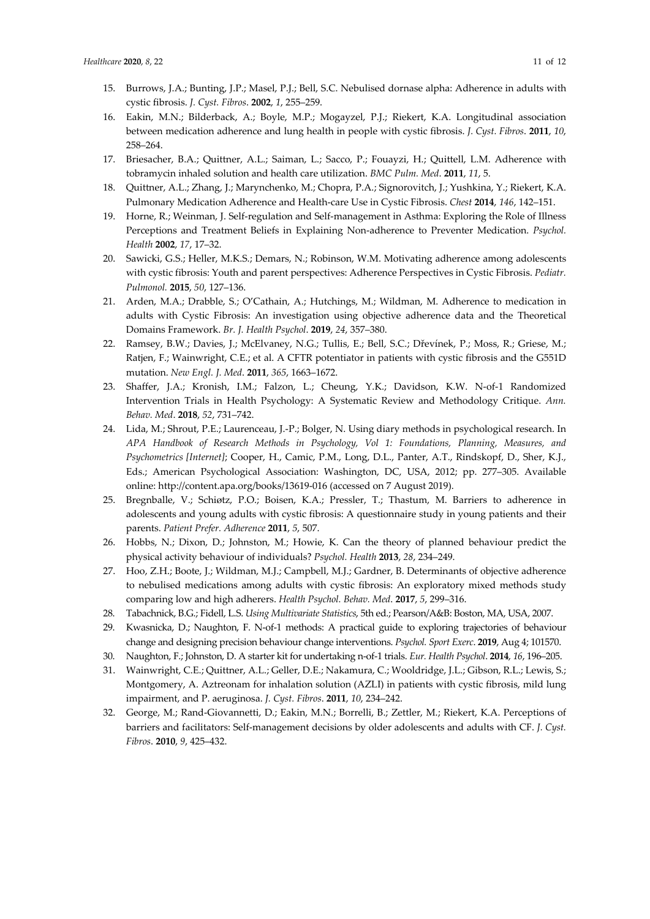15. Burrows, J.A.; Bunting, J.P.; Masel, P.J.; Bell, S.C. Nebulised dornase alpha: Adherence in adults with cystic fibrosis. *J. Cyst. Fibros*. **2002**, *1*, 255–259.
16. Eakin, M.N.; Bilderback, A.; Boyle, M.P.; Mogayzel, P.J.; Riekert, K.A. Longitudinal association between medication adherence and lung health in people with cystic fibrosis. *J. Cyst. Fibros*. **2011**, *10*, 258–264.
17. Briesacher, B.A.; Quittner, A.L.; Saiman, L.; Sacco, P.; Fouayzi, H.; Quittell, L.M. Adherence with tobramycin inhaled solution and health care utilization. *BMC Pulm. Med*. **2011**, *11*, 5.
18. Quittner, A.L.; Zhang, J.; Marynchenko, M.; Chopra, P.A.; Signorovitch, J.; Yushkina, Y.; Riekert, K.A. Pulmonary Medication Adherence and Health-care Use in Cystic Fibrosis. *Chest* **2014**, *146*, 142–151.
19. Horne, R.; Weinman, J. Self-regulation and Self-management in Asthma: Exploring the Role of Illness Perceptions and Treatment Beliefs in Explaining Non-adherence to Preventer Medication. *Psychol. Health* **2002**, *17*, 17–32.
20. Sawicki, G.S.; Heller, M.K.S.; Demars, N.; Robinson, W.M. Motivating adherence among adolescents with cystic fibrosis: Youth and parent perspectives: Adherence Perspectives in Cystic Fibrosis. *Pediatr. Pulmonol.* **2015**, *50*, 127–136.
21. Arden, M.A.; Drabble, S.; O'Cathain, A.; Hutchings, M.; Wildman, M. Adherence to medication in adults with Cystic Fibrosis: An investigation using objective adherence data and the Theoretical Domains Framework. *Br. J. Health Psychol*. **2019**, *24*, 357–380.
22. Ramsey, B.W.; Davies, J.; McElvaney, N.G.; Tullis, E.; Bell, S.C.; Dřevínek, P.; Moss, R.; Griese, M.; Ratjen, F.; Wainwright, C.E.; et al. A CFTR potentiator in patients with cystic fibrosis and the G551D mutation. *New Engl. J. Med*. **2011**, *365*, 1663–1672.
23. Shaffer, J.A.; Kronish, I.M.; Falzon, L.; Cheung, Y.K.; Davidson, K.W. N-of-1 Randomized Intervention Trials in Health Psychology: A Systematic Review and Methodology Critique. *Ann. Behav. Med*. **2018**, *52*, 731–742.
24. Lida, M.; Shrout, P.E.; Laurenceau, J.-P.; Bolger, N. Using diary methods in psychological research. In *APA Handbook of Research Methods in Psychology, Vol 1: Foundations, Planning, Measures, and Psychometrics [Internet]*; Cooper, H., Camic, P.M., Long, D.L., Panter, A.T., Rindskopf, D., Sher, K.J., Eds.; American Psychological Association: Washington, DC, USA, 2012; pp. 277–305. Available online: http://content.apa.org/books/13619-016 (accessed on 7 August 2019).
25. Bregnballe, V.; Schiøtz, P.O.; Boisen, K.A.; Pressler, T.; Thastum, M. Barriers to adherence in adolescents and young adults with cystic fibrosis: A questionnaire study in young patients and their parents. *Patient Prefer. Adherence* **2011**, *5*, 507.
26. Hobbs, N.; Dixon, D.; Johnston, M.; Howie, K. Can the theory of planned behaviour predict the physical activity behaviour of individuals? *Psychol. Health* **2013**, *28*, 234–249.
27. Hoo, Z.H.; Boote, J.; Wildman, M.J.; Campbell, M.J.; Gardner, B. Determinants of objective adherence to nebulised medications among adults with cystic fibrosis: An exploratory mixed methods study comparing low and high adherers. *Health Psychol. Behav. Med*. **2017**, *5*, 299–316.
28. Tabachnick, B.G.; Fidell, L.S. *Using Multivariate Statistics*, 5th ed.; Pearson/A&B: Boston, MA, USA, 2007.
29. Kwasnicka, D.; Naughton, F. N-of-1 methods: A practical guide to exploring trajectories of behaviour change and designing precision behaviour change interventions. *Psychol. Sport Exerc*. **2019**, Aug 4; 101570.
30. Naughton, F.; Johnston, D. A starter kit for undertaking n-of-1 trials. *Eur. Health Psychol*. **2014**, *16*, 196–205.
31. Wainwright, C.E.; Quittner, A.L.; Geller, D.E.; Nakamura, C.; Wooldridge, J.L.; Gibson, R.L.; Lewis, S.; Montgomery, A. Aztreonam for inhalation solution (AZLI) in patients with cystic fibrosis, mild lung impairment, and P. aeruginosa. *J. Cyst. Fibros*. **2011**, *10*, 234–242.
32. George, M.; Rand-Giovannetti, D.; Eakin, M.N.; Borrelli, B.; Zettler, M.; Riekert, K.A. Perceptions of barriers and facilitators: Self-management decisions by older adolescents and adults with CF. *J. Cyst. Fibros*. **2010**, *9*, 425–432.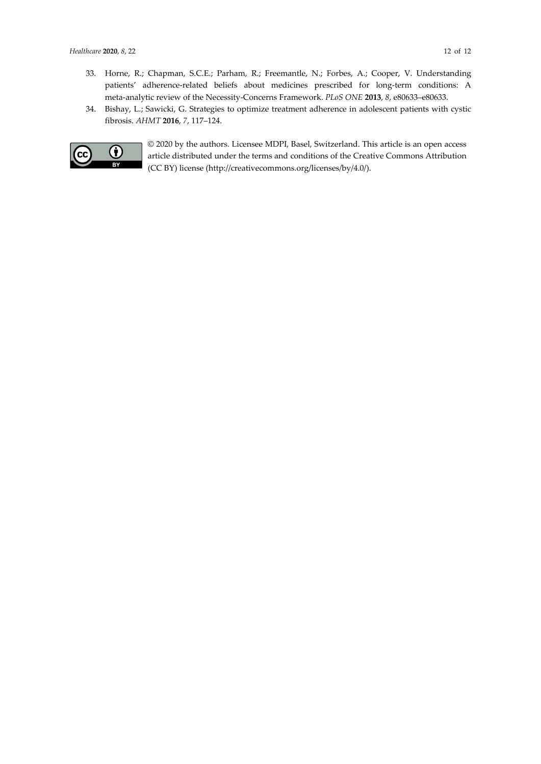33. Horne, R.; Chapman, S.C.E.; Parham, R.; Freemantle, N.; Forbes, A.; Cooper, V. Understanding patients' adherence-related beliefs about medicines prescribed for long-term conditions: A meta-analytic review of the Necessity-Concerns Framework. *PLoS ONE* **2013**, *8*, e80633–e80633.
34. Bishay, L.; Sawicki, G. Strategies to optimize treatment adherence in adolescent patients with cystic fibrosis. *AHMT* **2016**, *7*, 117–124.

© 2020 by the authors. Licensee MDPI, Basel, Switzerland. This article is an open access article distributed under the terms and conditions of the Creative Commons Attribution (CC BY) license (http://creativecommons.org/licenses/by/4.0/).